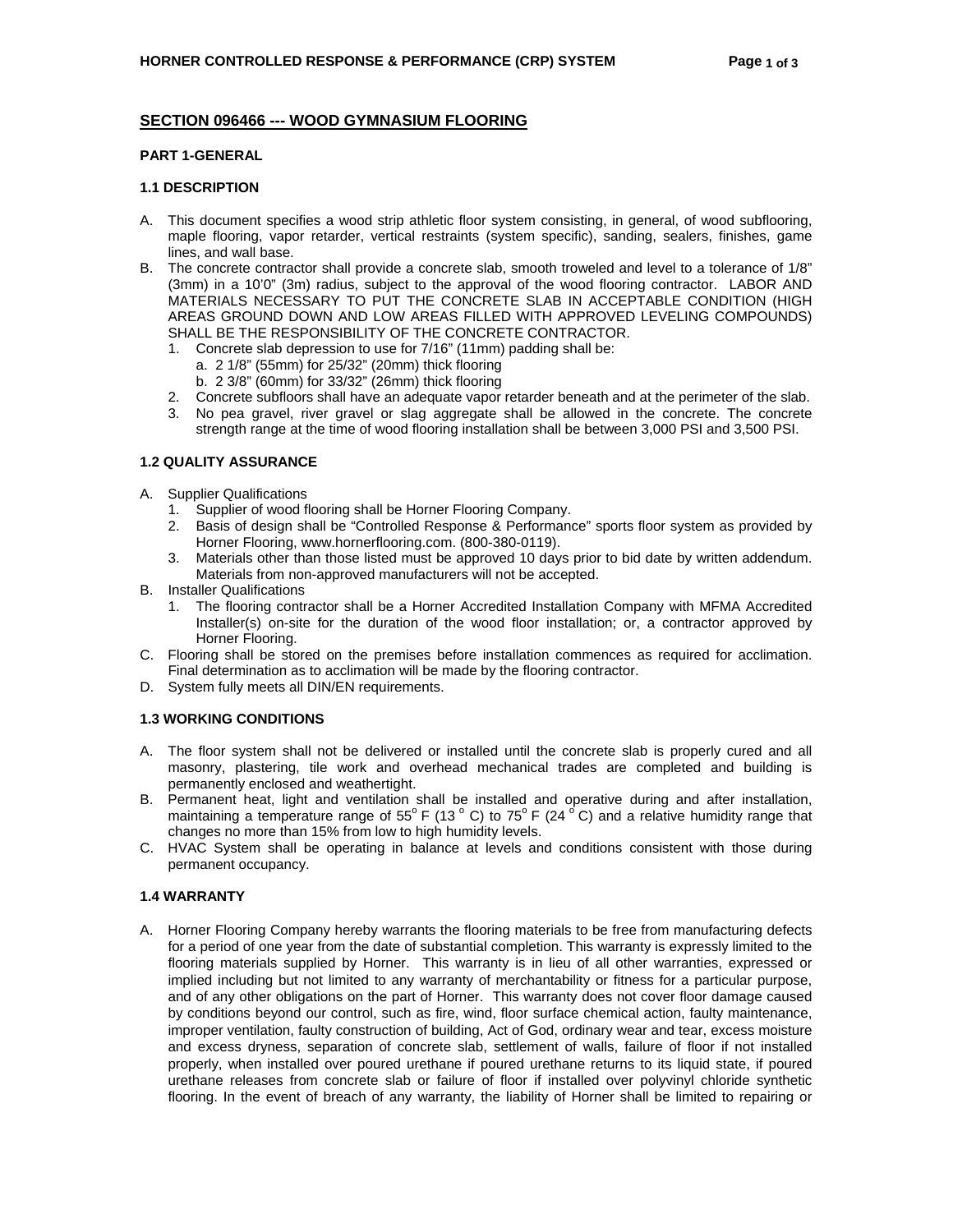## SECTION 096466 --- WOOD GYMNASIUM FLOORING

### PART 1-GENERAL

#### 1.1 DESCRIPTION

A. This document specifies a wood strip athletic floor system consisting, in general, of wood subflooring, maple flooring, vapor retarder, vertical restraints (system specific), sanding, sealers, finishes, game lines, and wall base.

B. The concrete contractor shall provide a concrete slab, smooth troweled and level to a tolerance of 1/8" (3mm) in a 10'0" (3m) radius, subject to the approval of the wood flooring contractor. LABOR AND MATERIALS NECESSARY TO PUT THE CONCRETE SLAB IN ACCEPTABLE CONDITION (HIGH AREAS GROUND DOWN AND LOW AREAS FILLED WITH APPROVED LEVELING COMPOUNDS) SHALL BE THE RESPONSIBILITY OF THE CONCRETE CONTRACTOR.
   1. Concrete slab depression to use for 7/16" (11mm) padding shall be:
      a. 2 1/8" (55mm) for 25/32" (20mm) thick flooring
      b. 2 3/8" (60mm) for 33/32" (26mm) thick flooring
   2. Concrete subfloors shall have an adequate vapor retarder beneath and at the perimeter of the slab.
   3. No pea gravel, river gravel or slag aggregate shall be allowed in the concrete. The concrete strength range at the time of wood flooring installation shall be between 3,000 PSI and 3,500 PSI.

#### 1.2 QUALITY ASSURANCE

A. Supplier Qualifications
   1. Supplier of wood flooring shall be Horner Flooring Company.
   2. Basis of design shall be "Controlled Response & Performance" sports floor system as provided by Horner Flooring, www.hornerflooring.com. (800-380-0119).
   3. Materials other than those listed must be approved 10 days prior to bid date by written addendum. Materials from non-approved manufacturers will not be accepted.

B. Installer Qualifications
   1. The flooring contractor shall be a Horner Accredited Installation Company with MFMA Accredited Installer(s) on-site for the duration of the wood floor installation; or, a contractor approved by Horner Flooring.

C. Flooring shall be stored on the premises before installation commences as required for acclimation. Final determination as to acclimation will be made by the flooring contractor.

D. System fully meets all DIN/EN requirements.

#### 1.3 WORKING CONDITIONS

A. The floor system shall not be delivered or installed until the concrete slab is properly cured and all masonry, plastering, tile work and overhead mechanical trades are completed and building is permanently enclosed and weathertight.

B. Permanent heat, light and ventilation shall be installed and operative during and after installation, maintaining a temperature range of 55° F (13 °C) to 75° F (24 °C) and a relative humidity range that changes no more than 15% from low to high humidity levels.

C. HVAC System shall be operating in balance at levels and conditions consistent with those during permanent occupancy.

#### 1.4 WARRANTY

A. Horner Flooring Company hereby warrants the flooring materials to be free from manufacturing defects for a period of one year from the date of substantial completion. This warranty is expressly limited to the flooring materials supplied by Horner. This warranty is in lieu of all other warranties, expressed or implied including but not limited to any warranty of merchantability or fitness for a particular purpose, and of any other obligations on the part of Horner. This warranty does not cover floor damage caused by conditions beyond our control, such as fire, wind, floor surface chemical action, faulty maintenance, improper ventilation, faulty construction of building, Act of God, ordinary wear and tear, excess moisture and excess dryness, separation of concrete slab, settlement of walls, failure of floor if not installed properly, when installed over poured urethane if poured urethane returns to its liquid state, if poured urethane releases from concrete slab or failure of floor if installed over polyvinyl chloride synthetic flooring. In the event of breach of any warranty, the liability of Horner shall be limited to repairing or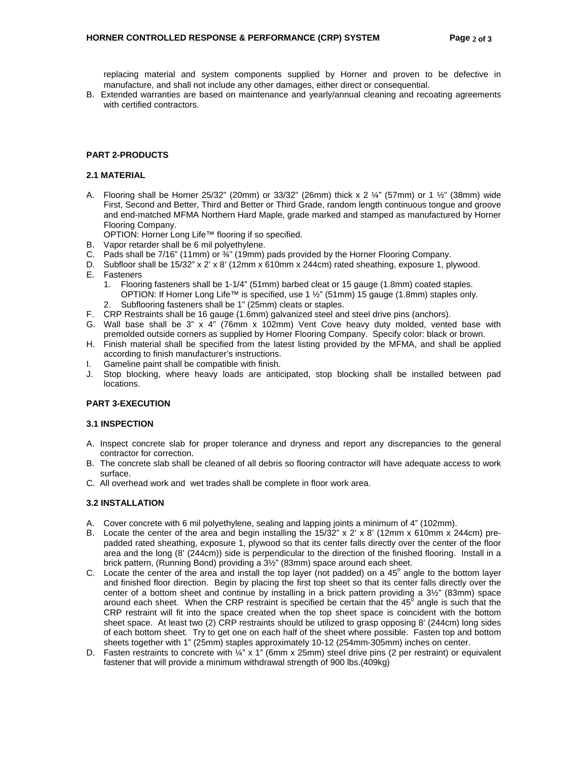replacing material and system components supplied by Horner and proven to be defective in manufacture, and shall not include any other damages, either direct or consequential.

B. Extended warranties are based on maintenance and yearly/annual cleaning and recoating agreements with certified contractors.

## PART 2-PRODUCTS

### 2.1 MATERIAL

A. Flooring shall be Horner 25/32" (20mm) or 33/32" (26mm) thick x 2 ¼" (57mm) or 1 ½" (38mm) wide First, Second and Better, Third and Better or Third Grade, random length continuous tongue and groove and end-matched MFMA Northern Hard Maple, grade marked and stamped as manufactured by Horner Flooring Company.
   OPTION: Horner Long Life™ flooring if so specified.
B. Vapor retarder shall be 6 mil polyethylene.
C. Pads shall be 7/16" (11mm) or ¾" (19mm) pads provided by the Horner Flooring Company.
D. Subfloor shall be 15/32" x 2' x 8' (12mm x 610mm x 244cm) rated sheathing, exposure 1, plywood.
E. Fasteners
   1. Flooring fasteners shall be 1-1/4" (51mm) barbed cleat or 15 gauge (1.8mm) coated staples.
      OPTION: If Horner Long Life™ is specified, use 1 ½" (51mm) 15 gauge (1.8mm) staples only.
   2. Subflooring fasteners shall be 1" (25mm) cleats or staples.
F. CRP Restraints shall be 16 gauge (1.6mm) galvanized steel and steel drive pins (anchors).
G. Wall base shall be 3" x 4" (76mm x 102mm) Vent Cove heavy duty molded, vented base with premolded outside corners as supplied by Horner Flooring Company. Specify color: black or brown.
H. Finish material shall be specified from the latest listing provided by the MFMA, and shall be applied according to finish manufacturer's instructions.
I. Gameline paint shall be compatible with finish.
J. Stop blocking, where heavy loads are anticipated, stop blocking shall be installed between pad locations.

## PART 3-EXECUTION

### 3.1 INSPECTION

A. Inspect concrete slab for proper tolerance and dryness and report any discrepancies to the general contractor for correction.
B. The concrete slab shall be cleaned of all debris so flooring contractor will have adequate access to work surface.
C. All overhead work and wet trades shall be complete in floor work area.

### 3.2 INSTALLATION

A. Cover concrete with 6 mil polyethylene, sealing and lapping joints a minimum of 4" (102mm).
B. Locate the center of the area and begin installing the 15/32" x 2' x 8' (12mm x 610mm x 244cm) pre-padded rated sheathing, exposure 1, plywood so that its center falls directly over the center of the floor area and the long (8' (244cm)) side is perpendicular to the direction of the finished flooring. Install in a brick pattern, (Running Bond) providing a 3½" (83mm) space around each sheet.
C. Locate the center of the area and install the top layer (not padded) on a 45° angle to the bottom layer and finished floor direction. Begin by placing the first top sheet so that its center falls directly over the center of a bottom sheet and continue by installing in a brick pattern providing a 3½" (83mm) space around each sheet. When the CRP restraint is specified be certain that the 45° angle is such that the CRP restraint will fit into the space created when the top sheet space is coincident with the bottom sheet space. At least two (2) CRP restraints should be utilized to grasp opposing 8' (244cm) long sides of each bottom sheet. Try to get one on each half of the sheet where possible. Fasten top and bottom sheets together with 1" (25mm) staples approximately 10-12 (254mm-305mm) inches on center.
D. Fasten restraints to concrete with ¼" x 1" (6mm x 25mm) steel drive pins (2 per restraint) or equivalent fastener that will provide a minimum withdrawal strength of 900 lbs.(409kg)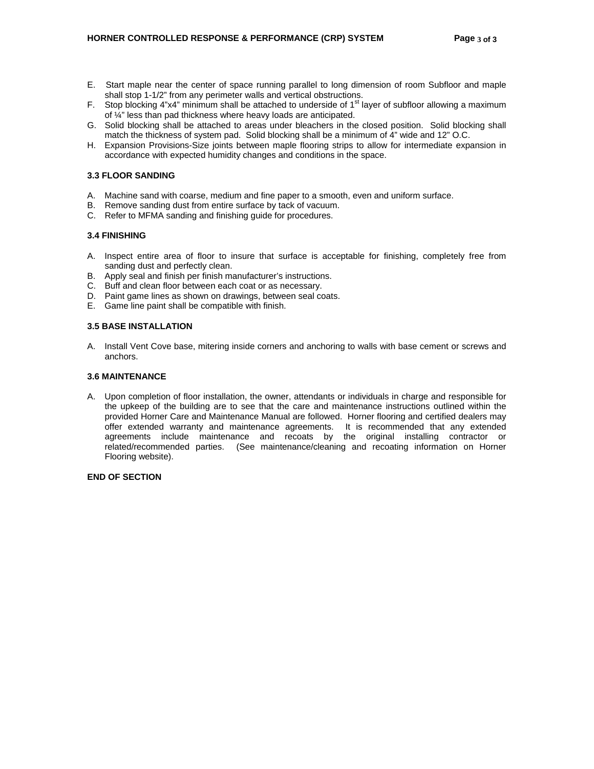E. Start maple near the center of space running parallel to long dimension of room Subfloor and maple shall stop 1-1/2" from any perimeter walls and vertical obstructions.
F. Stop blocking 4"x4" minimum shall be attached to underside of 1st layer of subfloor allowing a maximum of ¼" less than pad thickness where heavy loads are anticipated.
G. Solid blocking shall be attached to areas under bleachers in the closed position. Solid blocking shall match the thickness of system pad. Solid blocking shall be a minimum of 4" wide and 12" O.C.
H. Expansion Provisions-Size joints between maple flooring strips to allow for intermediate expansion in accordance with expected humidity changes and conditions in the space.

### 3.3 FLOOR SANDING

A. Machine sand with coarse, medium and fine paper to a smooth, even and uniform surface.
B. Remove sanding dust from entire surface by tack of vacuum.
C. Refer to MFMA sanding and finishing guide for procedures.

### 3.4 FINISHING

A. Inspect entire area of floor to insure that surface is acceptable for finishing, completely free from sanding dust and perfectly clean.
B. Apply seal and finish per finish manufacturer's instructions.
C. Buff and clean floor between each coat or as necessary.
D. Paint game lines as shown on drawings, between seal coats.
E. Game line paint shall be compatible with finish.

### 3.5 BASE INSTALLATION

A. Install Vent Cove base, mitering inside corners and anchoring to walls with base cement or screws and anchors.

### 3.6 MAINTENANCE

A. Upon completion of floor installation, the owner, attendants or individuals in charge and responsible for the upkeep of the building are to see that the care and maintenance instructions outlined within the provided Horner Care and Maintenance Manual are followed. Horner flooring and certified dealers may offer extended warranty and maintenance agreements. It is recommended that any extended agreements include maintenance and recoats by the original installing contractor or related/recommended parties. (See maintenance/cleaning and recoating information on Horner Flooring website).

**END OF SECTION**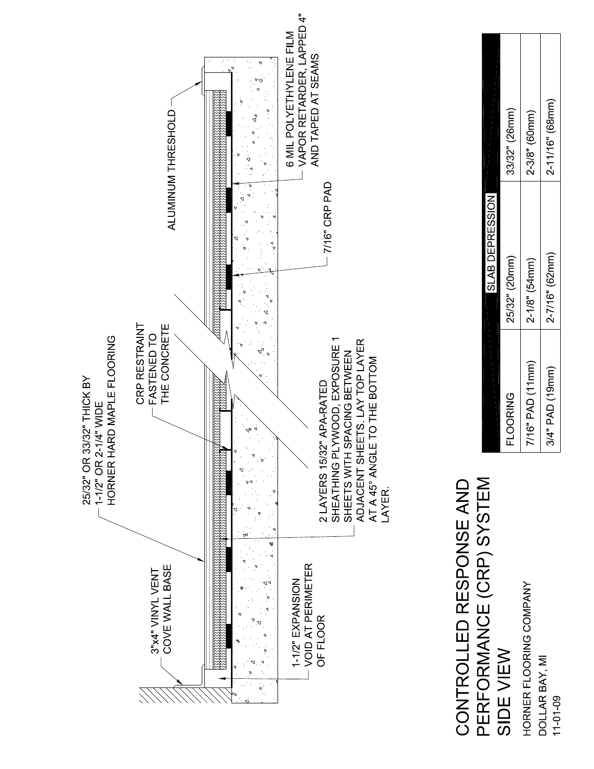# CONTROLLED RESPONSE AND PERFORMANCE (CRP) SYSTEM SIDE VIEW

HORNER FLOORING COMPANY
DOLLAR BAY, MI
11-01-09

3"x4" VINYL VENT COVE WALL BASE

25/32" OR 33/32" THICK BY 1-1/2" OR 2-1/4" WIDE HORNER HARD MAPLE FLOORING

CRP RESTRAINT FASTENED TO THE CONCRETE

ALUMINUM THRESHOLD

6 MIL POLYETHYLENE FILM VAPOR RETARDER, LAPPED 4" AND TAPED AT SEAMS

7/16" CRP PAD

2 LAYERS 15/32" APA-RATED SHEATHING PLYWOOD, EXPOSURE 1 SHEETS WITH SPACING BETWEEN ADJACENT SHEETS. LAY TOP LAYER AT A 45° ANGLE TO THE BOTTOM LAYER.

1-1/2" EXPANSION VOID AT PERIMETER OF FLOOR

| | SLAB DEPRESSION | |
|---|---|---|
| FLOORING | 25/32" (20mm) | 33/32" (26mm) |
| 7/16" PAD (11mm) | 2-1/8" (54mm) | 2-3/8" (60mm) |
| 3/4" PAD (19mm) | 2-7/16" (62mm) | 2-11/16" (68mm) |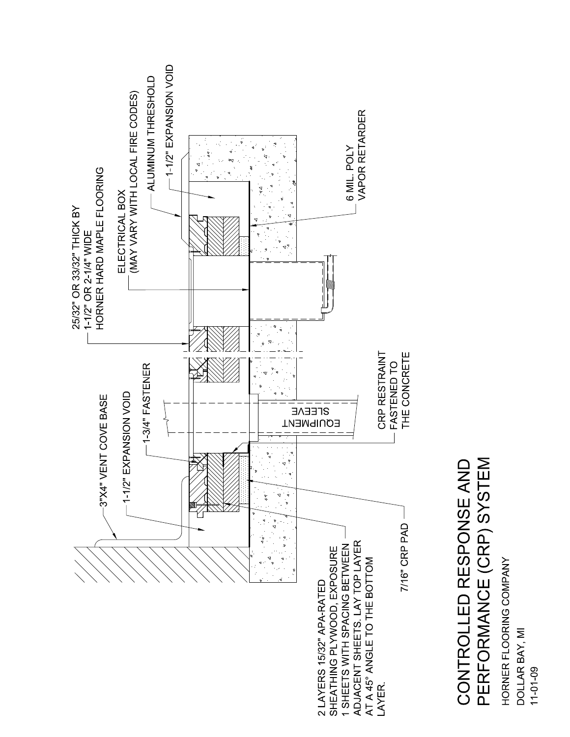3"X4" VENT COVE BASE

1-1/2" EXPANSION VOID

1-3/4" FASTENER

25/32" OR 33/32" THICK BY
1-1/2" OR 2-1/4" WIDE
HORNER HARD MAPLE FLOORING

ELECTRICAL BOX
(MAY VARY WITH LOCAL FIRE CODES)

ALUMINUM THRESHOLD

1-1/2" EXPANSION VOID

6 MIL. POLY
VAPOR RETARDER

CRP RESTRAINT
FASTENED TO
THE CONCRETE

EQUIPMENT
SLEEVE

7/16" CRP PAD

2 LAYERS 15/32" APA-RATED
SHEATHING PLYWOOD, EXPOSURE
1 SHEETS WITH SPACING BETWEEN
ADJACENT SHEETS. LAY TOP LAYER
AT A 45° ANGLE TO THE BOTTOM
LAYER.

# CONTROLLED RESPONSE AND PERFORMANCE (CRP) SYSTEM

HORNER FLOORING COMPANY
DOLLAR BAY, MI
11-01-09